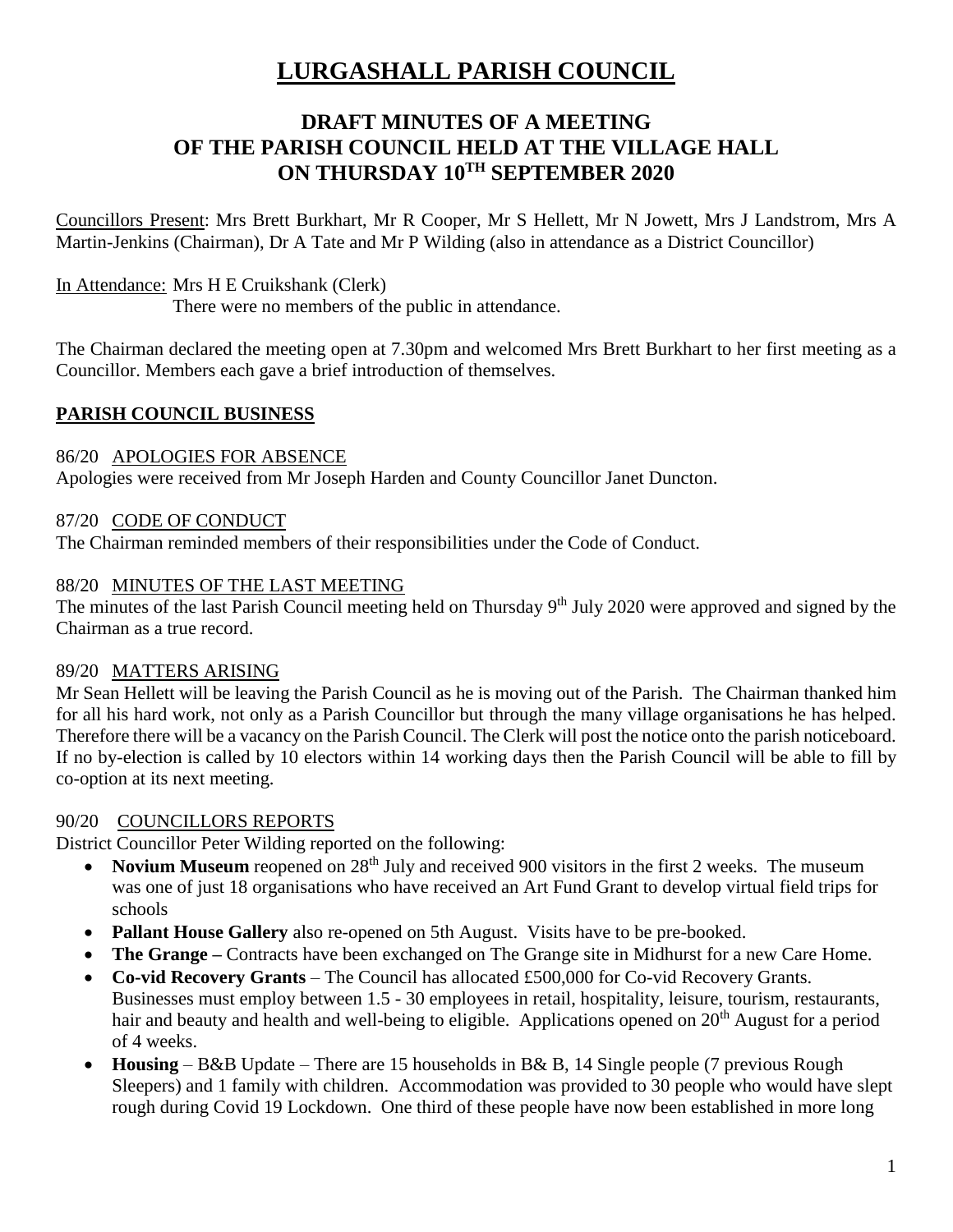# LURGASHALL PARISH COUNCIL

## DRAFT MINUTES OF A MEETING OF THE PARISH COUNCIL HELD AT THE VILLAGE HALL ON THURSDAY 10TH SEPTEMBER 2020

Councillors Present: Mrs Brett Burkhart, Mr R Cooper, Mr S Hellett, Mr N Jowett, Mrs J Landstrom, Mrs A Martin-Jenkins (Chairman), Dr A Tate and Mr P Wilding (also in attendance as a District Councillor)

In Attendance: Mrs H E Cruikshank (Clerk)
There were no members of the public in attendance.

The Chairman declared the meeting open at 7.30pm and welcomed Mrs Brett Burkhart to her first meeting as a Councillor. Members each gave a brief introduction of themselves.

### PARISH COUNCIL BUSINESS

#### 86/20 APOLOGIES FOR ABSENCE

Apologies were received from Mr Joseph Harden and County Councillor Janet Duncton.

#### 87/20 CODE OF CONDUCT

The Chairman reminded members of their responsibilities under the Code of Conduct.

#### 88/20 MINUTES OF THE LAST MEETING

The minutes of the last Parish Council meeting held on Thursday 9th July 2020 were approved and signed by the Chairman as a true record.

#### 89/20 MATTERS ARISING

Mr Sean Hellett will be leaving the Parish Council as he is moving out of the Parish. The Chairman thanked him for all his hard work, not only as a Parish Councillor but through the many village organisations he has helped. Therefore there will be a vacancy on the Parish Council. The Clerk will post the notice onto the parish noticeboard. If no by-election is called by 10 electors within 14 working days then the Parish Council will be able to fill by co-option at its next meeting.

#### 90/20 COUNCILLORS REPORTS

District Councillor Peter Wilding reported on the following:

- **Novium Museum** reopened on 28th July and received 900 visitors in the first 2 weeks. The museum was one of just 18 organisations who have received an Art Fund Grant to develop virtual field trips for schools
- **Pallant House Gallery** also re-opened on 5th August. Visits have to be pre-booked.
- **The Grange –** Contracts have been exchanged on The Grange site in Midhurst for a new Care Home.
- **Co-vid Recovery Grants** – The Council has allocated £500,000 for Co-vid Recovery Grants. Businesses must employ between 1.5 - 30 employees in retail, hospitality, leisure, tourism, restaurants, hair and beauty and health and well-being to eligible. Applications opened on 20th August for a period of 4 weeks.
- **Housing** – B&B Update – There are 15 households in B& B, 14 Single people (7 previous Rough Sleepers) and 1 family with children. Accommodation was provided to 30 people who would have slept rough during Covid 19 Lockdown. One third of these people have now been established in more long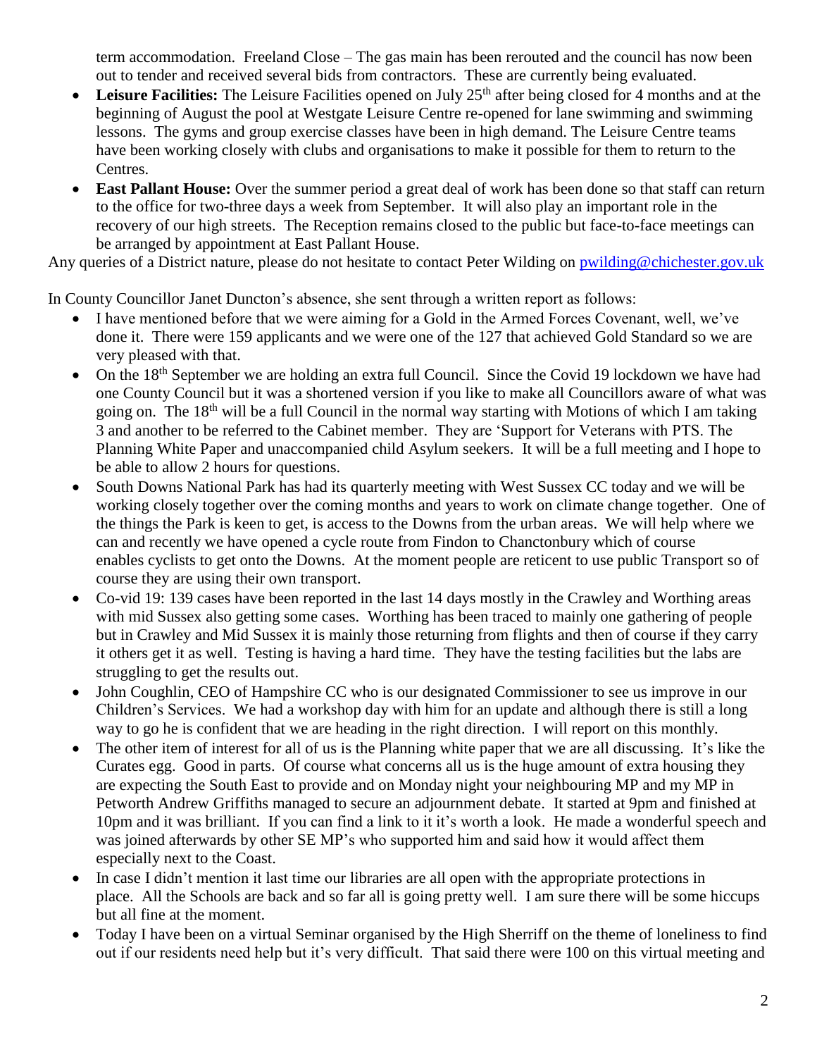term accommodation. Freeland Close – The gas main has been rerouted and the council has now been out to tender and received several bids from contractors. These are currently being evaluated.

- **Leisure Facilities:** The Leisure Facilities opened on July 25th after being closed for 4 months and at the beginning of August the pool at Westgate Leisure Centre re-opened for lane swimming and swimming lessons. The gyms and group exercise classes have been in high demand. The Leisure Centre teams have been working closely with clubs and organisations to make it possible for them to return to the Centres.
- **East Pallant House:** Over the summer period a great deal of work has been done so that staff can return to the office for two-three days a week from September. It will also play an important role in the recovery of our high streets. The Reception remains closed to the public but face-to-face meetings can be arranged by appointment at East Pallant House.

Any queries of a District nature, please do not hesitate to contact Peter Wilding on pwilding@chichester.gov.uk

In County Councillor Janet Duncton's absence, she sent through a written report as follows:

- I have mentioned before that we were aiming for a Gold in the Armed Forces Covenant, well, we've done it. There were 159 applicants and we were one of the 127 that achieved Gold Standard so we are very pleased with that.
- On the 18th September we are holding an extra full Council. Since the Covid 19 lockdown we have had one County Council but it was a shortened version if you like to make all Councillors aware of what was going on. The 18th will be a full Council in the normal way starting with Motions of which I am taking 3 and another to be referred to the Cabinet member. They are 'Support for Veterans with PTS. The Planning White Paper and unaccompanied child Asylum seekers. It will be a full meeting and I hope to be able to allow 2 hours for questions.
- South Downs National Park has had its quarterly meeting with West Sussex CC today and we will be working closely together over the coming months and years to work on climate change together. One of the things the Park is keen to get, is access to the Downs from the urban areas. We will help where we can and recently we have opened a cycle route from Findon to Chanctonbury which of course enables cyclists to get onto the Downs. At the moment people are reticent to use public Transport so of course they are using their own transport.
- Co-vid 19: 139 cases have been reported in the last 14 days mostly in the Crawley and Worthing areas with mid Sussex also getting some cases. Worthing has been traced to mainly one gathering of people but in Crawley and Mid Sussex it is mainly those returning from flights and then of course if they carry it others get it as well. Testing is having a hard time. They have the testing facilities but the labs are struggling to get the results out.
- John Coughlin, CEO of Hampshire CC who is our designated Commissioner to see us improve in our Children's Services. We had a workshop day with him for an update and although there is still a long way to go he is confident that we are heading in the right direction. I will report on this monthly.
- The other item of interest for all of us is the Planning white paper that we are all discussing. It's like the Curates egg. Good in parts. Of course what concerns all us is the huge amount of extra housing they are expecting the South East to provide and on Monday night your neighbouring MP and my MP in Petworth Andrew Griffiths managed to secure an adjournment debate. It started at 9pm and finished at 10pm and it was brilliant. If you can find a link to it it's worth a look. He made a wonderful speech and was joined afterwards by other SE MP's who supported him and said how it would affect them especially next to the Coast.
- In case I didn't mention it last time our libraries are all open with the appropriate protections in place. All the Schools are back and so far all is going pretty well. I am sure there will be some hiccups but all fine at the moment.
- Today I have been on a virtual Seminar organised by the High Sherriff on the theme of loneliness to find out if our residents need help but it's very difficult. That said there were 100 on this virtual meeting and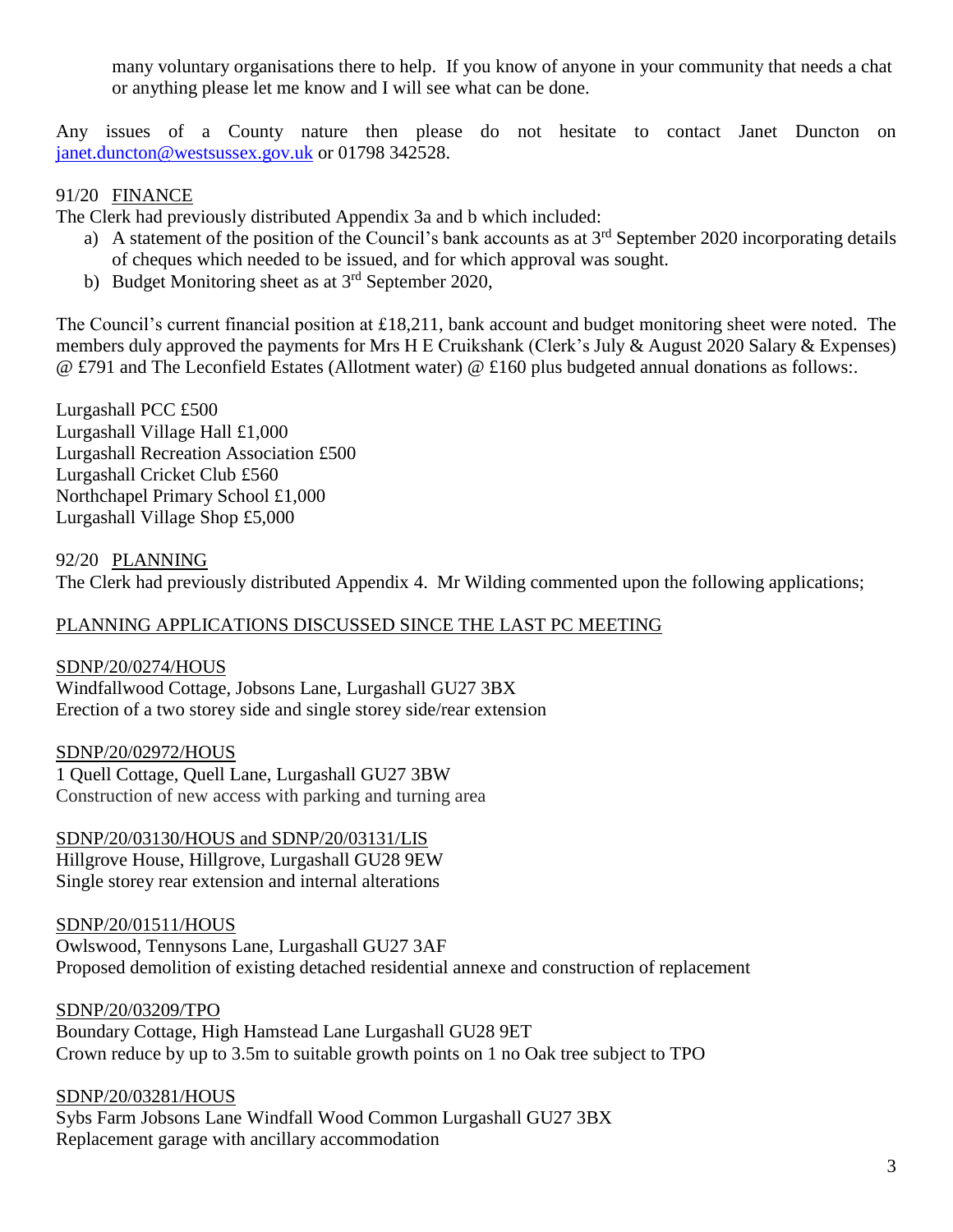many voluntary organisations there to help. If you know of anyone in your community that needs a chat or anything please let me know and I will see what can be done.

Any issues of a County nature then please do not hesitate to contact Janet Duncton on janet.duncton@westsussex.gov.uk or 01798 342528.

91/20 FINANCE

The Clerk had previously distributed Appendix 3a and b which included:

a) A statement of the position of the Council's bank accounts as at 3rd September 2020 incorporating details of cheques which needed to be issued, and for which approval was sought.
b) Budget Monitoring sheet as at 3rd September 2020,

The Council's current financial position at £18,211, bank account and budget monitoring sheet were noted. The members duly approved the payments for Mrs H E Cruikshank (Clerk's July & August 2020 Salary & Expenses) @ £791 and The Leconfield Estates (Allotment water) @ £160 plus budgeted annual donations as follows:.

Lurgashall PCC £500
Lurgashall Village Hall £1,000
Lurgashall Recreation Association £500
Lurgashall Cricket Club £560
Northchapel Primary School £1,000
Lurgashall Village Shop £5,000

92/20 PLANNING

The Clerk had previously distributed Appendix 4. Mr Wilding commented upon the following applications;

PLANNING APPLICATIONS DISCUSSED SINCE THE LAST PC MEETING

SDNP/20/0274/HOUS
Windfallwood Cottage, Jobsons Lane, Lurgashall GU27 3BX
Erection of a two storey side and single storey side/rear extension

SDNP/20/02972/HOUS
1 Quell Cottage, Quell Lane, Lurgashall GU27 3BW
Construction of new access with parking and turning area

SDNP/20/03130/HOUS and SDNP/20/03131/LIS
Hillgrove House, Hillgrove, Lurgashall GU28 9EW
Single storey rear extension and internal alterations

SDNP/20/01511/HOUS
Owlswood, Tennysons Lane, Lurgashall GU27 3AF
Proposed demolition of existing detached residential annexe and construction of replacement

SDNP/20/03209/TPO
Boundary Cottage, High Hamstead Lane Lurgashall GU28 9ET
Crown reduce by up to 3.5m to suitable growth points on 1 no Oak tree subject to TPO

SDNP/20/03281/HOUS
Sybs Farm Jobsons Lane Windfall Wood Common Lurgashall GU27 3BX
Replacement garage with ancillary accommodation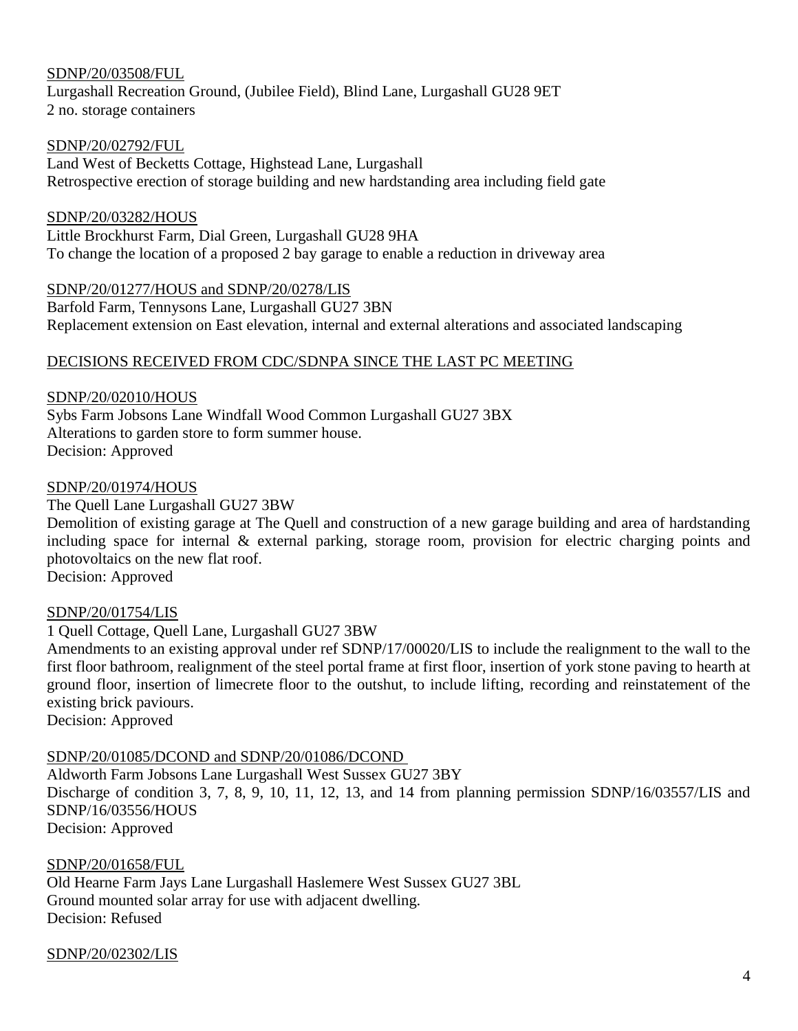SDNP/20/03508/FUL
Lurgashall Recreation Ground, (Jubilee Field), Blind Lane, Lurgashall GU28 9ET
2 no. storage containers

SDNP/20/02792/FUL
Land West of Becketts Cottage, Highstead Lane, Lurgashall
Retrospective erection of storage building and new hardstanding area including field gate

SDNP/20/03282/HOUS
Little Brockhurst Farm, Dial Green, Lurgashall GU28 9HA
To change the location of a proposed 2 bay garage to enable a reduction in driveway area

SDNP/20/01277/HOUS and SDNP/20/0278/LIS
Barfold Farm, Tennysons Lane, Lurgashall GU27 3BN
Replacement extension on East elevation, internal and external alterations and associated landscaping

## DECISIONS RECEIVED FROM CDC/SDNPA SINCE THE LAST PC MEETING

SDNP/20/02010/HOUS
Sybs Farm Jobsons Lane Windfall Wood Common Lurgashall GU27 3BX
Alterations to garden store to form summer house.
Decision: Approved

SDNP/20/01974/HOUS
The Quell Lane Lurgashall GU27 3BW
Demolition of existing garage at The Quell and construction of a new garage building and area of hardstanding including space for internal & external parking, storage room, provision for electric charging points and photovoltaics on the new flat roof.
Decision: Approved

SDNP/20/01754/LIS
1 Quell Cottage, Quell Lane, Lurgashall GU27 3BW
Amendments to an existing approval under ref SDNP/17/00020/LIS to include the realignment to the wall to the first floor bathroom, realignment of the steel portal frame at first floor, insertion of york stone paving to hearth at ground floor, insertion of limecrete floor to the outshut, to include lifting, recording and reinstatement of the existing brick paviours.
Decision: Approved

SDNP/20/01085/DCOND and SDNP/20/01086/DCOND
Aldworth Farm Jobsons Lane Lurgashall West Sussex GU27 3BY
Discharge of condition 3, 7, 8, 9, 10, 11, 12, 13, and 14 from planning permission SDNP/16/03557/LIS and SDNP/16/03556/HOUS
Decision: Approved

SDNP/20/01658/FUL
Old Hearne Farm Jays Lane Lurgashall Haslemere West Sussex GU27 3BL
Ground mounted solar array for use with adjacent dwelling.
Decision: Refused

SDNP/20/02302/LIS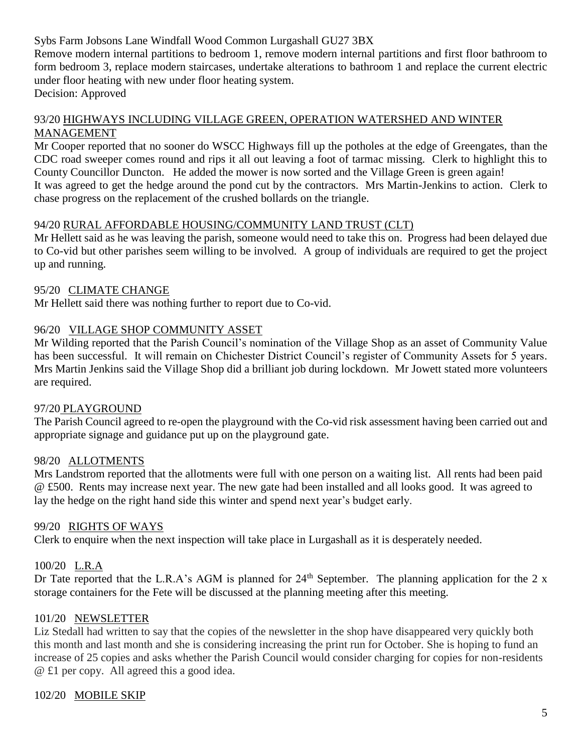Sybs Farm Jobsons Lane Windfall Wood Common Lurgashall GU27 3BX

Remove modern internal partitions to bedroom 1, remove modern internal partitions and first floor bathroom to form bedroom 3, replace modern staircases, undertake alterations to bathroom 1 and replace the current electric under floor heating with new under floor heating system.

Decision: Approved

## 93/20 HIGHWAYS INCLUDING VILLAGE GREEN, OPERATION WATERSHED AND WINTER MANAGEMENT

Mr Cooper reported that no sooner do WSCC Highways fill up the potholes at the edge of Greengates, than the CDC road sweeper comes round and rips it all out leaving a foot of tarmac missing. Clerk to highlight this to County Councillor Duncton. He added the mower is now sorted and the Village Green is green again!

It was agreed to get the hedge around the pond cut by the contractors. Mrs Martin-Jenkins to action. Clerk to chase progress on the replacement of the crushed bollards on the triangle.

## 94/20 RURAL AFFORDABLE HOUSING/COMMUNITY LAND TRUST (CLT)

Mr Hellett said as he was leaving the parish, someone would need to take this on. Progress had been delayed due to Co-vid but other parishes seem willing to be involved. A group of individuals are required to get the project up and running.

## 95/20 CLIMATE CHANGE

Mr Hellett said there was nothing further to report due to Co-vid.

## 96/20 VILLAGE SHOP COMMUNITY ASSET

Mr Wilding reported that the Parish Council's nomination of the Village Shop as an asset of Community Value has been successful. It will remain on Chichester District Council's register of Community Assets for 5 years. Mrs Martin Jenkins said the Village Shop did a brilliant job during lockdown. Mr Jowett stated more volunteers are required.

## 97/20 PLAYGROUND

The Parish Council agreed to re-open the playground with the Co-vid risk assessment having been carried out and appropriate signage and guidance put up on the playground gate.

## 98/20 ALLOTMENTS

Mrs Landstrom reported that the allotments were full with one person on a waiting list. All rents had been paid @ £500. Rents may increase next year. The new gate had been installed and all looks good. It was agreed to lay the hedge on the right hand side this winter and spend next year's budget early.

## 99/20 RIGHTS OF WAYS

Clerk to enquire when the next inspection will take place in Lurgashall as it is desperately needed.

## 100/20 L.R.A

Dr Tate reported that the L.R.A's AGM is planned for 24th September. The planning application for the 2 x storage containers for the Fete will be discussed at the planning meeting after this meeting.

## 101/20 NEWSLETTER

Liz Stedall had written to say that the copies of the newsletter in the shop have disappeared very quickly both this month and last month and she is considering increasing the print run for October. She is hoping to fund an increase of 25 copies and asks whether the Parish Council would consider charging for copies for non-residents @ £1 per copy. All agreed this a good idea.

## 102/20 MOBILE SKIP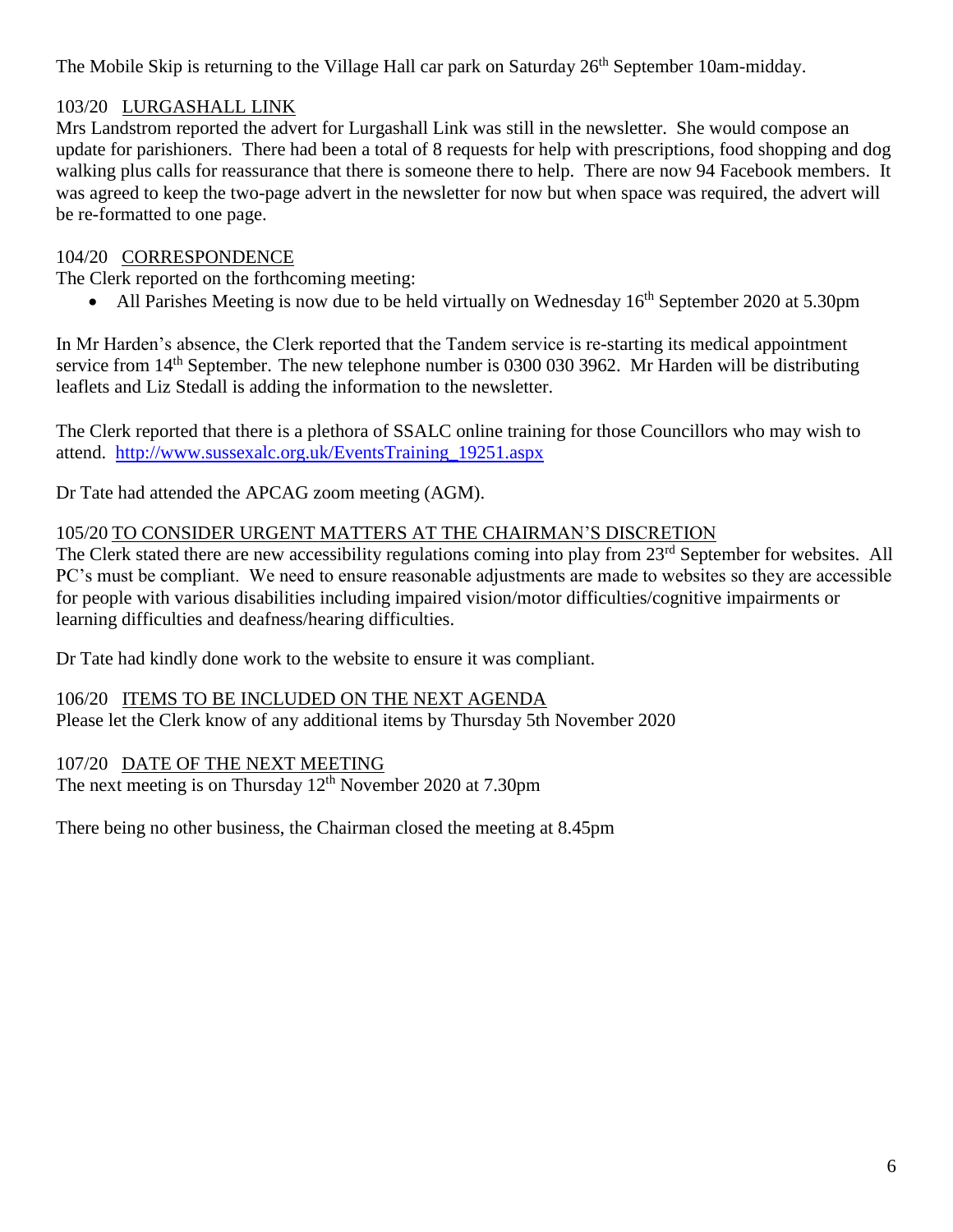The Mobile Skip is returning to the Village Hall car park on Saturday 26th September 10am-midday.

103/20 LURGASHALL LINK

Mrs Landstrom reported the advert for Lurgashall Link was still in the newsletter. She would compose an update for parishioners. There had been a total of 8 requests for help with prescriptions, food shopping and dog walking plus calls for reassurance that there is someone there to help. There are now 94 Facebook members. It was agreed to keep the two-page advert in the newsletter for now but when space was required, the advert will be re-formatted to one page.

104/20 CORRESPONDENCE

The Clerk reported on the forthcoming meeting:

- All Parishes Meeting is now due to be held virtually on Wednesday 16th September 2020 at 5.30pm

In Mr Harden's absence, the Clerk reported that the Tandem service is re-starting its medical appointment service from 14th September. The new telephone number is 0300 030 3962. Mr Harden will be distributing leaflets and Liz Stedall is adding the information to the newsletter.

The Clerk reported that there is a plethora of SSALC online training for those Councillors who may wish to attend. http://www.sussexalc.org.uk/EventsTraining_19251.aspx

Dr Tate had attended the APCAG zoom meeting (AGM).

105/20 TO CONSIDER URGENT MATTERS AT THE CHAIRMAN'S DISCRETION

The Clerk stated there are new accessibility regulations coming into play from 23rd September for websites. All PC's must be compliant. We need to ensure reasonable adjustments are made to websites so they are accessible for people with various disabilities including impaired vision/motor difficulties/cognitive impairments or learning difficulties and deafness/hearing difficulties.

Dr Tate had kindly done work to the website to ensure it was compliant.

106/20 ITEMS TO BE INCLUDED ON THE NEXT AGENDA

Please let the Clerk know of any additional items by Thursday 5th November 2020

107/20 DATE OF THE NEXT MEETING

The next meeting is on Thursday 12th November 2020 at 7.30pm

There being no other business, the Chairman closed the meeting at 8.45pm